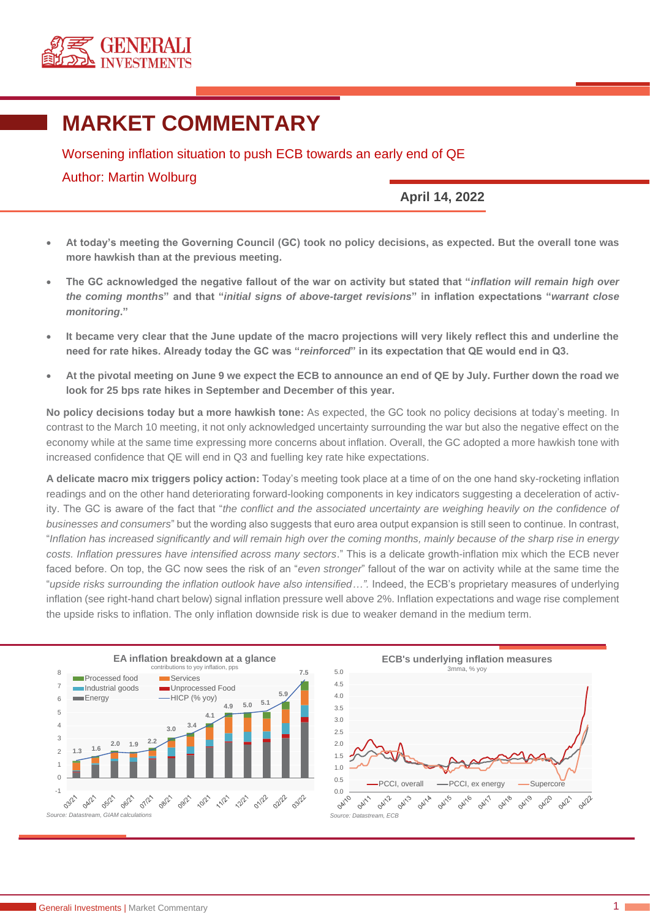# MARKET COMMENTARY

Worsening inflation situation to push ECB towards an early end of QE

Author: Martin Wolburg

**April 14, 2022**

- **At today's meeting the Governing Council (GC) took no policy decisions, as expected. But the overall tone was more hawkish than at the previous meeting.**
- **The GC acknowledged the negative fallout of the war on activity but stated that "*inflation will remain high over the coming months*" and that "*initial signs of above-target revisions*" in inflation expectations "*warrant close monitoring*."**
- **It became very clear that the June update of the macro projections will very likely reflect this and underline the need for rate hikes. Already today the GC was "*reinforced*" in its expectation that QE would end in Q3.**
- **At the pivotal meeting on June 9 we expect the ECB to announce an end of QE by July. Further down the road we look for 25 bps rate hikes in September and December of this year.**

**No policy decisions today but a more hawkish tone:** As expected, the GC took no policy decisions at today's meeting. In contrast to the March 10 meeting, it not only acknowledged uncertainty surrounding the war but also the negative effect on the economy while at the same time expressing more concerns about inflation. Overall, the GC adopted a more hawkish tone with increased confidence that QE will end in Q3 and fuelling key rate hike expectations.

**A delicate macro mix triggers policy action:** Today's meeting took place at a time of on the one hand sky-rocketing inflation readings and on the other hand deteriorating forward-looking components in key indicators suggesting a deceleration of activity. The GC is aware of the fact that "*the conflict and the associated uncertainty are weighing heavily on the confidence of businesses and consumers*" but the wording also suggests that euro area output expansion is still seen to continue. In contrast, "*Inflation has increased significantly and will remain high over the coming months, mainly because of the sharp rise in energy costs. Inflation pressures have intensified across many sectors*." This is a delicate growth-inflation mix which the ECB never faced before. On top, the GC now sees the risk of an "*even stronger*" fallout of the war on activity while at the same time the "*upside risks surrounding the inflation outlook have also intensified…".* Indeed, the ECB's proprietary measures of underlying inflation (see right-hand chart below) signal inflation pressure well above 2%. Inflation expectations and wage rise complement the upside risks to inflation. The only inflation downside risk is due to weaker demand in the medium term.

EA inflation breakdown at a glance
contributions to yoy inflation, pps
Processed food
Services
Industrial goods
Unprocessed Food
Energy
HICP (% yoy)
1.3 1.6 2.0 1.9 2.2 3.0 3.4 4.1 4.9 5.0 5.1 5.9 7.5
03/21 04/21 05/21 06/21 07/21 08/21 09/21 10/21 11/21 12/21 01/22 02/22 03/22
Source: Datastream, GIAM calculations

ECB's underlying inflation measures
3mma, % yoy
PCCI, overall
PCCI, ex energy
Supercore
04/10 04/11 04/12 04/13 04/14 04/15 04/16 04/17 04/18 04/19 04/20 04/21 04/22
Source: Datastream, ECB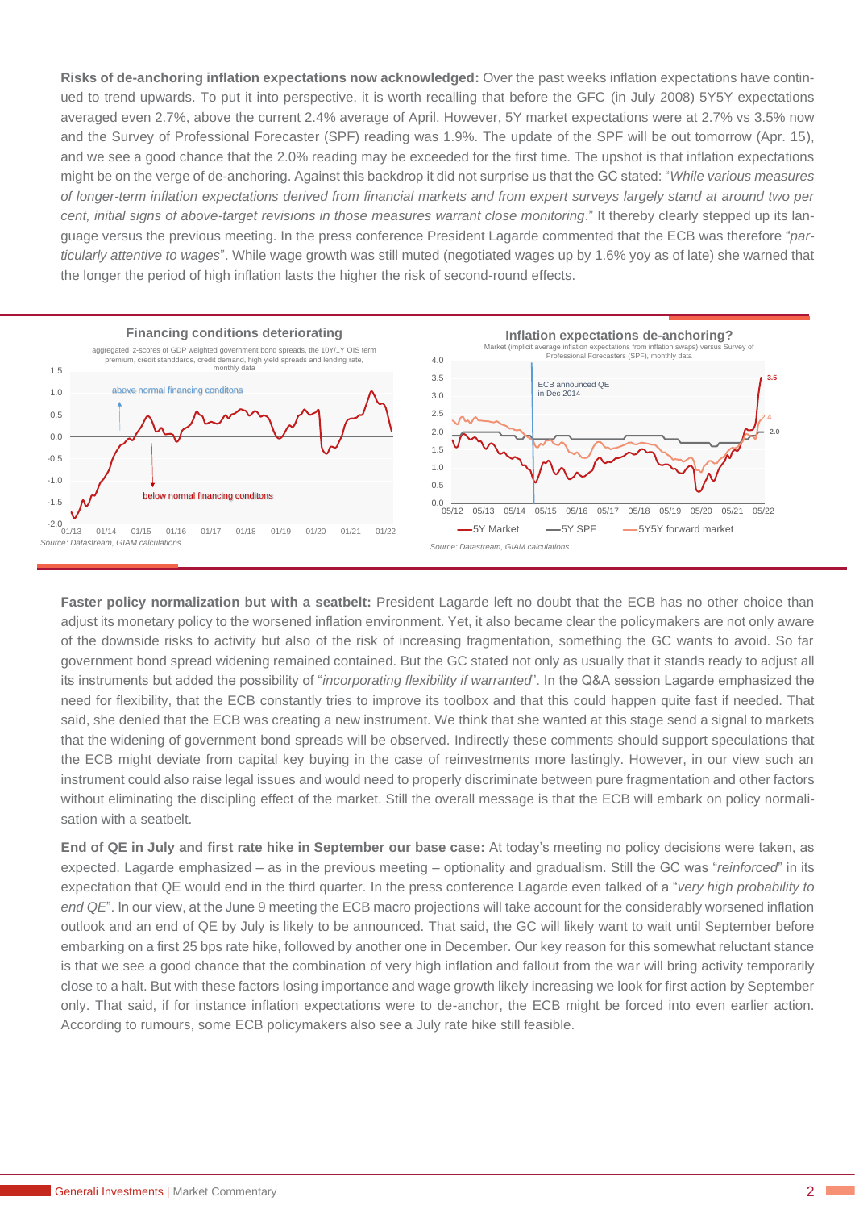**Risks of de-anchoring inflation expectations now acknowledged:** Over the past weeks inflation expectations have continued to trend upwards. To put it into perspective, it is worth recalling that before the GFC (in July 2008) 5Y5Y expectations averaged even 2.7%, above the current 2.4% average of April. However, 5Y market expectations were at 2.7% vs 3.5% now and the Survey of Professional Forecaster (SPF) reading was 1.9%. The update of the SPF will be out tomorrow (Apr. 15), and we see a good chance that the 2.0% reading may be exceeded for the first time. The upshot is that inflation expectations might be on the verge of de-anchoring. Against this backdrop it did not surprise us that the GC stated: "*While various measures of longer-term inflation expectations derived from financial markets and from expert surveys largely stand at around two per cent, initial signs of above-target revisions in those measures warrant close monitoring*." It thereby clearly stepped up its language versus the previous meeting. In the press conference President Lagarde commented that the ECB was therefore "*particularly attentive to wages*". While wage growth was still muted (negotiated wages up by 1.6% yoy as of late) she warned that the longer the period of high inflation lasts the higher the risk of second-round effects.

**Financing conditions deteriorating**

aggregated z-scores of GDP weighted government bond spreads, the 10Y/1Y OIS term premium, credit standdards, credit demand, high yield spreads and lending rate, monthly data

Source: Datastream, GIAM calculations

**Inflation expectations de-anchoring?**

Market (implicit average inflation expectations from inflation swaps) versus Survey of Professional Forecasters (SPF), monthly data

Source: Datastream, GIAM calculations

**Faster policy normalization but with a seatbelt:** President Lagarde left no doubt that the ECB has no other choice than adjust its monetary policy to the worsened inflation environment. Yet, it also became clear the policymakers are not only aware of the downside risks to activity but also of the risk of increasing fragmentation, something the GC wants to avoid. So far government bond spread widening remained contained. But the GC stated not only as usually that it stands ready to adjust all its instruments but added the possibility of "*incorporating flexibility if warranted*". In the Q&A session Lagarde emphasized the need for flexibility, that the ECB constantly tries to improve its toolbox and that this could happen quite fast if needed. That said, she denied that the ECB was creating a new instrument. We think that she wanted at this stage send a signal to markets that the widening of government bond spreads will be observed. Indirectly these comments should support speculations that the ECB might deviate from capital key buying in the case of reinvestments more lastingly. However, in our view such an instrument could also raise legal issues and would need to properly discriminate between pure fragmentation and other factors without eliminating the discipling effect of the market. Still the overall message is that the ECB will embark on policy normalisation with a seatbelt.

**End of QE in July and first rate hike in September our base case:** At today's meeting no policy decisions were taken, as expected. Lagarde emphasized – as in the previous meeting – optionality and gradualism. Still the GC was "*reinforced*" in its expectation that QE would end in the third quarter. In the press conference Lagarde even talked of a "*very high probability to end QE*". In our view, at the June 9 meeting the ECB macro projections will take account for the considerably worsened inflation outlook and an end of QE by July is likely to be announced. That said, the GC will likely want to wait until September before embarking on a first 25 bps rate hike, followed by another one in December. Our key reason for this somewhat reluctant stance is that we see a good chance that the combination of very high inflation and fallout from the war will bring activity temporarily close to a halt. But with these factors losing importance and wage growth likely increasing we look for first action by September only. That said, if for instance inflation expectations were to de-anchor, the ECB might be forced into even earlier action. According to rumours, some ECB policymakers also see a July rate hike still feasible.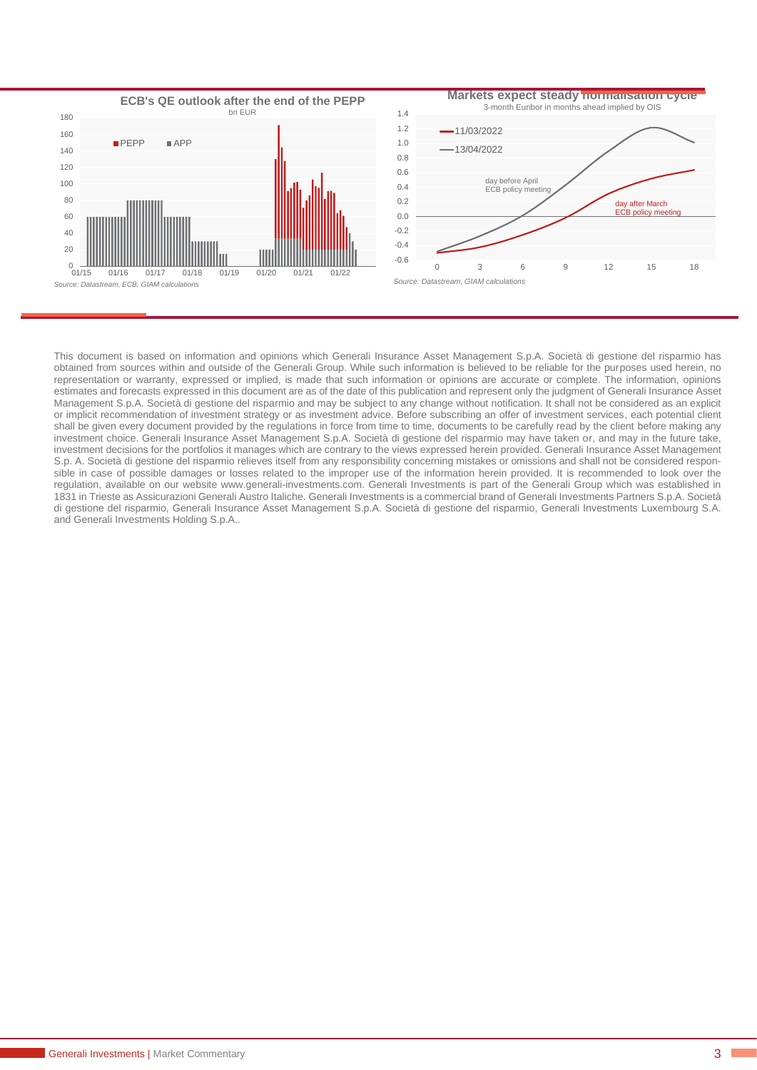**ECB's QE outlook after the end of the PEPP**

bn EUR

180
160
140
120
100
80
60
40
20
0

PEPP
APP

01/15 01/16 01/17 01/18 01/19 01/20 01/21 01/22

*Source: Datastream, ECB, GIAM calculations*

**Markets expect steady normalisation cycle**

3-month Euribor in months ahead implied by OIS

1.4
1.2
1.0
0.8
0.6
0.4
0.2
0.0
-0.2
-0.4
-0.6

11/03/2022
13/04/2022

day before April ECB policy meeting

day after March ECB policy meeting

0 3 6 9 12 15 18

*Source: Datastream, GIAM calculations*

This document is based on information and opinions which Generali Insurance Asset Management S.p.A. Società di gestione del risparmio has obtained from sources within and outside of the Generali Group. While such information is believed to be reliable for the purposes used herein, no representation or warranty, expressed or implied, is made that such information or opinions are accurate or complete. The information, opinions estimates and forecasts expressed in this document are as of the date of this publication and represent only the judgment of Generali Insurance Asset Management S.p.A. Società di gestione del risparmio and may be subject to any change without notification. It shall not be considered as an explicit or implicit recommendation of investment strategy or as investment advice. Before subscribing an offer of investment services, each potential client shall be given every document provided by the regulations in force from time to time, documents to be carefully read by the client before making any investment choice. Generali Insurance Asset Management S.p.A. Società di gestione del risparmio may have taken or, and may in the future take, investment decisions for the portfolios it manages which are contrary to the views expressed herein provided. Generali Insurance Asset Management S.p. A. Società di gestione del risparmio relieves itself from any responsibility concerning mistakes or omissions and shall not be considered responsible in case of possible damages or losses related to the improper use of the information herein provided. It is recommended to look over the regulation, available on our website www.generali-investments.com. Generali Investments is part of the Generali Group which was established in 1831 in Trieste as Assicurazioni Generali Austro Italiche. Generali Investments is a commercial brand of Generali Investments Partners S.p.A. Società di gestione del risparmio, Generali Insurance Asset Management S.p.A. Società di gestione del risparmio, Generali Investments Luxembourg S.A. and Generali Investments Holding S.p.A..